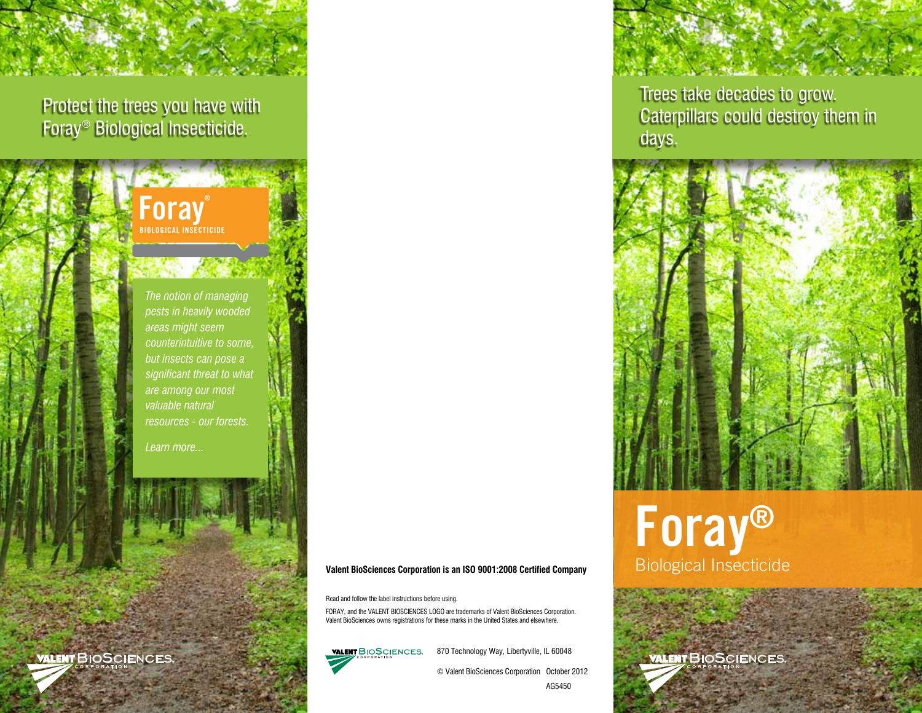Protect the trees you have with Foray® Biological Insecticide.

**Foray®**
**BIOLOGICAL INSECTICIDE**

*The notion of managing pests in heavily wooded areas might seem counterintuitive to some, but insects can pose a significant threat to what are among our most valuable natural resources - our forests.*

*Learn more...*

VALENT BIOSCIENCES CORPORATION

**Valent BioSciences Corporation is an ISO 9001:2008 Certified Company**

Read and follow the label instructions before using.

FORAY, and the VALENT BIOSCIENCES LOGO are trademarks of Valent BioSciences Corporation. Valent BioSciences owns registrations for these marks in the United States and elsewhere.

VALENT BIOSCIENCES CORPORATION

870 Technology Way, Libertyville, IL 60048

© Valent BioSciences Corporation October 2012

AG5450

Trees take decades to grow. Caterpillars could destroy them in days.

# Foray®

## Biological Insecticide

VALENT BIOSCIENCES CORPORATION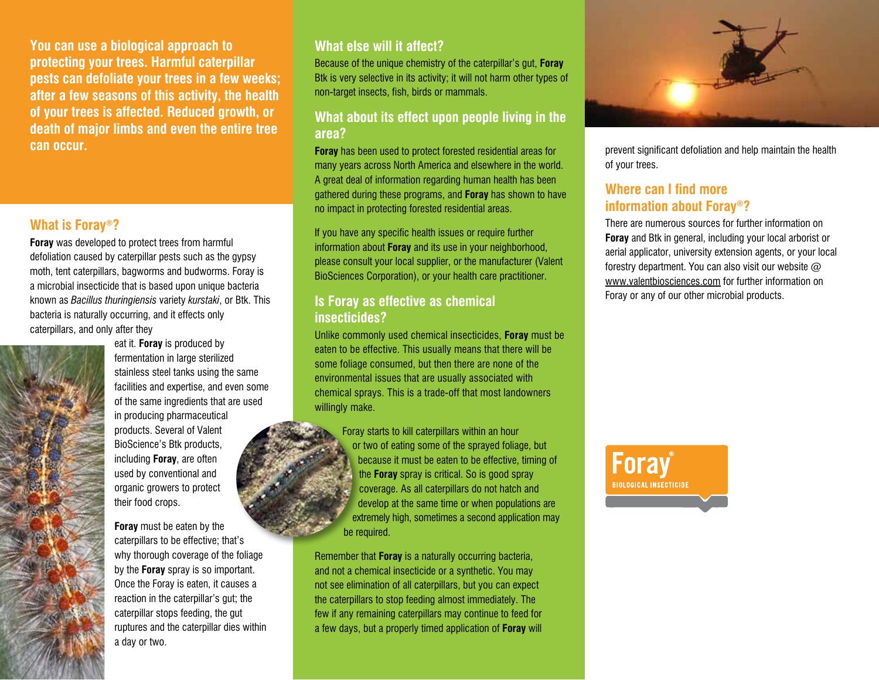**You can use a biological approach to protecting your trees. Harmful caterpillar pests can defoliate your trees in a few weeks; after a few seasons of this activity, the health of your trees is affected. Reduced growth, or death of major limbs and even the entire tree can occur.**

## What is Foray®?

**Foray** was developed to protect trees from harmful defoliation caused by caterpillar pests such as the gypsy moth, tent caterpillars, bagworms and budworms. Foray is a microbial insecticide that is based upon unique bacteria known as *Bacillus thuringiensis* variety *kurstaki*, or Btk. This bacteria is naturally occurring, and it effects only caterpillars, and only after they eat it. **Foray** is produced by fermentation in large sterilized stainless steel tanks using the same facilities and expertise, and even some of the same ingredients that are used in producing pharmaceutical products. Several of Valent BioScience's Btk products, including **Foray**, are often used by conventional and organic growers to protect their food crops.

**Foray** must be eaten by the caterpillars to be effective; that's why thorough coverage of the foliage by the **Foray** spray is so important. Once the Foray is eaten, it causes a reaction in the caterpillar's gut; the caterpillar stops feeding, the gut ruptures and the caterpillar dies within a day or two.

## What else will it affect?

Because of the unique chemistry of the caterpillar's gut, **Foray** Btk is very selective in its activity; it will not harm other types of non-target insects, fish, birds or mammals.

## What about its effect upon people living in the area?

**Foray** has been used to protect forested residential areas for many years across North America and elsewhere in the world. A great deal of information regarding human health has been gathered during these programs, and **Foray** has shown to have no impact in protecting forested residential areas.

If you have any specific health issues or require further information about **Foray** and its use in your neighborhood, please consult your local supplier, or the manufacturer (Valent BioSciences Corporation), or your health care practitioner.

## Is Foray as effective as chemical insecticides?

Unlike commonly used chemical insecticides, **Foray** must be eaten to be effective. This usually means that there will be some foliage consumed, but then there are none of the environmental issues that are usually associated with chemical sprays. This is a trade-off that most landowners willingly make.

Foray starts to kill caterpillars within an hour or two of eating some of the sprayed foliage, but because it must be eaten to be effective, timing of the **Foray** spray is critical. So is good spray coverage. As all caterpillars do not hatch and develop at the same time or when populations are extremely high, sometimes a second application may be required.

Remember that **Foray** is a naturally occurring bacteria, and not a chemical insecticide or a synthetic. You may not see elimination of all caterpillars, but you can expect the caterpillars to stop feeding almost immediately. The few if any remaining caterpillars may continue to feed for a few days, but a properly timed application of **Foray** will prevent significant defoliation and help maintain the health of your trees.

## Where can I find more information about Foray®?

There are numerous sources for further information on **Foray** and Btk in general, including your local arborist or aerial applicator, university extension agents, or your local forestry department. You can also visit our website @ www.valentbiosciences.com for further information on Foray or any of our other microbial products.

Foray®

BIOLOGICAL INSECTICIDE